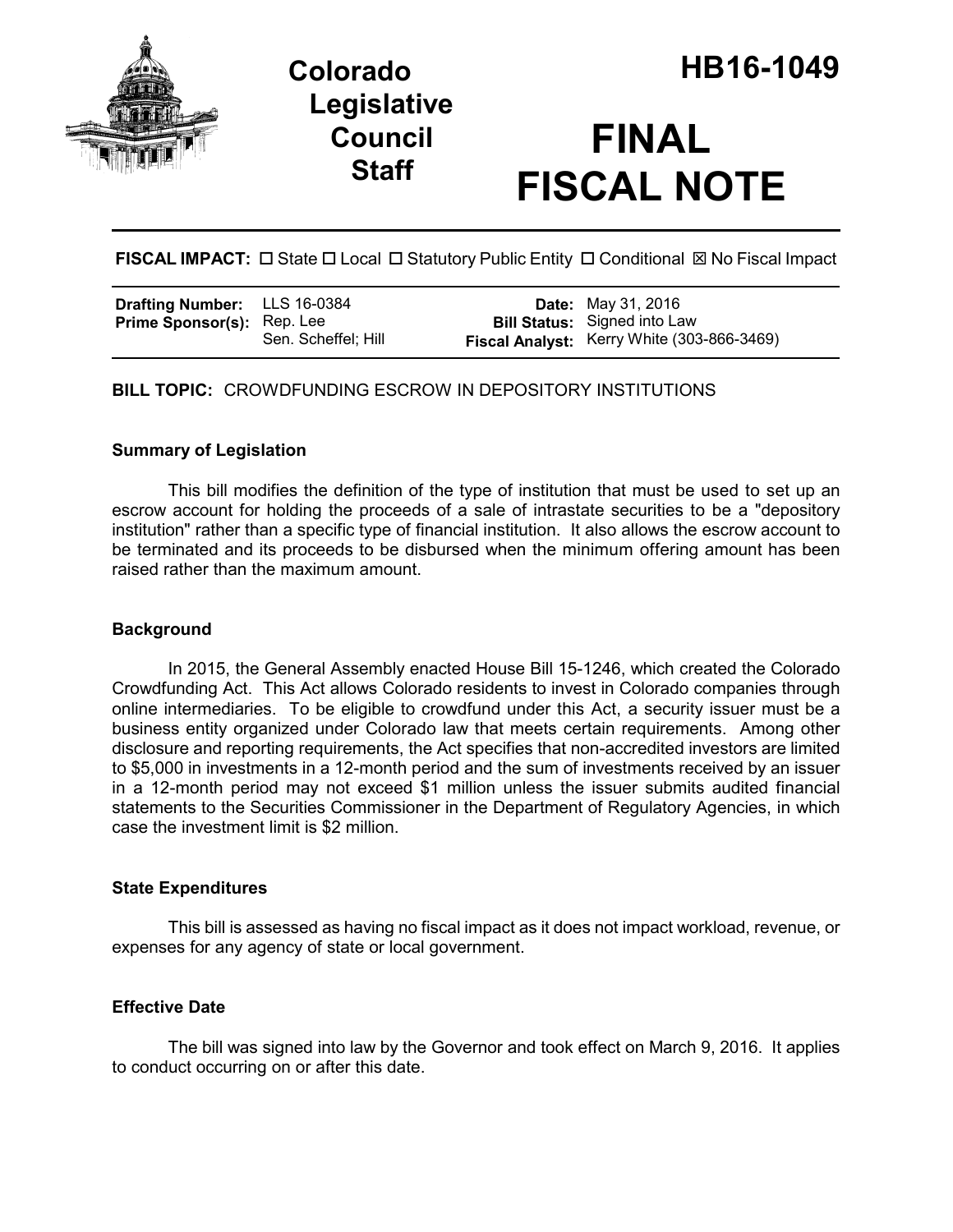# Colorado Legislative Council Staff

# HB16-1049

# FINAL FISCAL NOTE

**FISCAL IMPACT:** ☐ State ☐ Local ☐ Statutory Public Entity ☐ Conditional ☒ No Fiscal Impact

| | | | |
|---|---|---|---|
| **Drafting Number:** | LLS 16-0384 | **Date:** | May 31, 2016 |
| **Prime Sponsor(s):** | Rep. Lee<br>Sen. Scheffel; Hill | **Bill Status:** | Signed into Law |
| | | **Fiscal Analyst:** | Kerry White (303-866-3469) |

**BILL TOPIC:** CROWDFUNDING ESCROW IN DEPOSITORY INSTITUTIONS

### Summary of Legislation

This bill modifies the definition of the type of institution that must be used to set up an escrow account for holding the proceeds of a sale of intrastate securities to be a "depository institution" rather than a specific type of financial institution. It also allows the escrow account to be terminated and its proceeds to be disbursed when the minimum offering amount has been raised rather than the maximum amount.

### Background

In 2015, the General Assembly enacted House Bill 15-1246, which created the Colorado Crowdfunding Act. This Act allows Colorado residents to invest in Colorado companies through online intermediaries. To be eligible to crowdfund under this Act, a security issuer must be a business entity organized under Colorado law that meets certain requirements. Among other disclosure and reporting requirements, the Act specifies that non-accredited investors are limited to $5,000 in investments in a 12-month period and the sum of investments received by an issuer in a 12-month period may not exceed $1 million unless the issuer submits audited financial statements to the Securities Commissioner in the Department of Regulatory Agencies, in which case the investment limit is $2 million.

### State Expenditures

This bill is assessed as having no fiscal impact as it does not impact workload, revenue, or expenses for any agency of state or local government.

### Effective Date

The bill was signed into law by the Governor and took effect on March 9, 2016. It applies to conduct occurring on or after this date.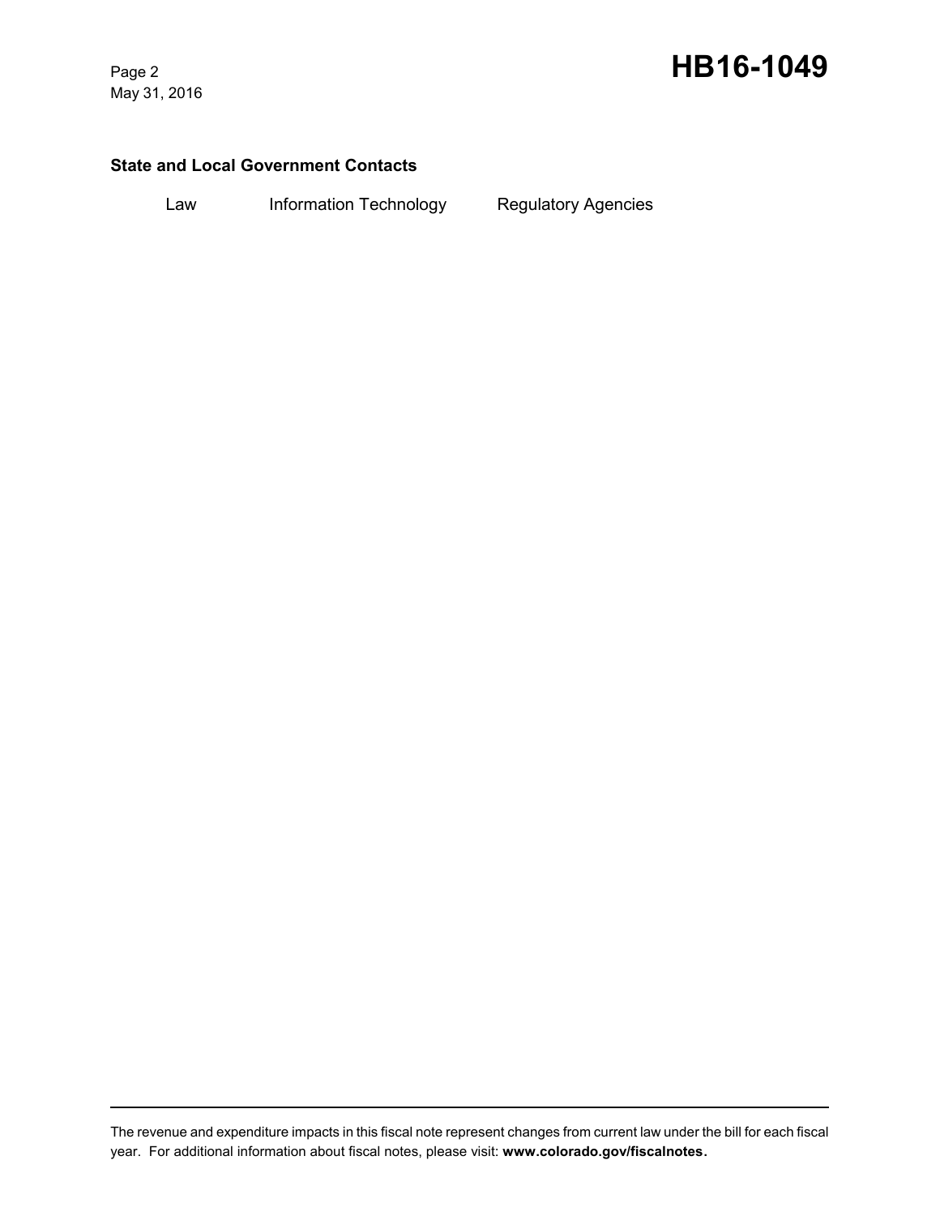**State and Local Government Contacts**

Law | Information Technology | Regulatory Agencies

The revenue and expenditure impacts in this fiscal note represent changes from current law under the bill for each fiscal year. For additional information about fiscal notes, please visit: **www.colorado.gov/fiscalnotes.**